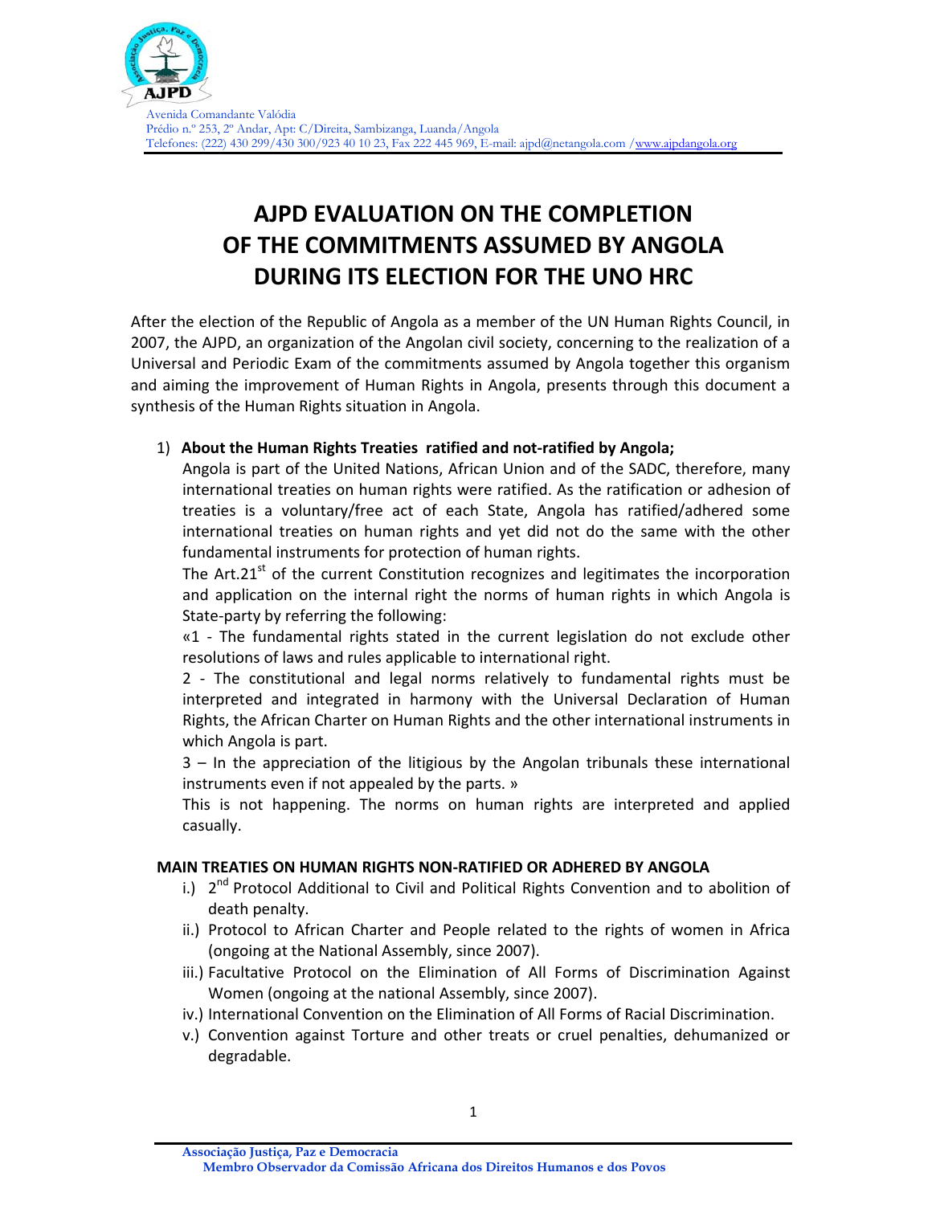AJPD

Avenida Comandante Valódia
Prédio n.º 253, 2º Andar, Apt: C/Direita, Sambizanga, Luanda/Angola
Telefones: (222) 430 299/430 300/923 40 10 23, Fax 222 445 969, E-mail: ajpd@netangola.com /www.ajpdangola.org

# AJPD EVALUATION ON THE COMPLETION OF THE COMMITMENTS ASSUMED BY ANGOLA DURING ITS ELECTION FOR THE UNO HRC

After the election of the Republic of Angola as a member of the UN Human Rights Council, in 2007, the AJPD, an organization of the Angolan civil society, concerning to the realization of a Universal and Periodic Exam of the commitments assumed by Angola together this organism and aiming the improvement of Human Rights in Angola, presents through this document a synthesis of the Human Rights situation in Angola.

1) **About the Human Rights Treaties ratified and not-ratified by Angola;**

   Angola is part of the United Nations, African Union and of the SADC, therefore, many international treaties on human rights were ratified. As the ratification or adhesion of treaties is a voluntary/free act of each State, Angola has ratified/adhered some international treaties on human rights and yet did not do the same with the other fundamental instruments for protection of human rights.

   The Art.21st of the current Constitution recognizes and legitimates the incorporation and application on the internal right the norms of human rights in which Angola is State-party by referring the following:

   «1 - The fundamental rights stated in the current legislation do not exclude other resolutions of laws and rules applicable to international right.

   2 - The constitutional and legal norms relatively to fundamental rights must be interpreted and integrated in harmony with the Universal Declaration of Human Rights, the African Charter on Human Rights and the other international instruments in which Angola is part.

   3 – In the appreciation of the litigious by the Angolan tribunals these international instruments even if not appealed by the parts. »

   This is not happening. The norms on human rights are interpreted and applied casually.

**MAIN TREATIES ON HUMAN RIGHTS NON-RATIFIED OR ADHERED BY ANGOLA**

i.) 2nd Protocol Additional to Civil and Political Rights Convention and to abolition of death penalty.

ii.) Protocol to African Charter and People related to the rights of women in Africa (ongoing at the National Assembly, since 2007).

iii.) Facultative Protocol on the Elimination of All Forms of Discrimination Against Women (ongoing at the national Assembly, since 2007).

iv.) International Convention on the Elimination of All Forms of Racial Discrimination.

v.) Convention against Torture and other treats or cruel penalties, dehumanized or degradable.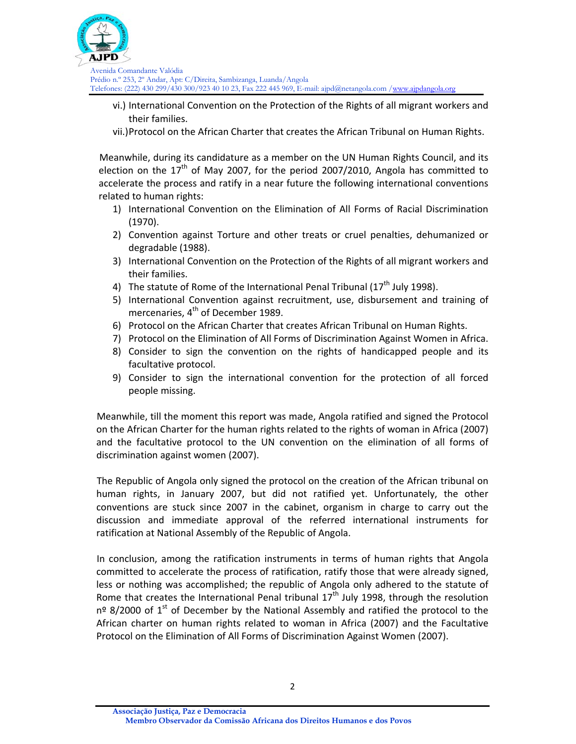vi.) International Convention on the Protection of the Rights of all migrant workers and their families.

vii.) Protocol on the African Charter that creates the African Tribunal on Human Rights.

Meanwhile, during its candidature as a member on the UN Human Rights Council, and its election on the 17th of May 2007, for the period 2007/2010, Angola has committed to accelerate the process and ratify in a near future the following international conventions related to human rights:

1) International Convention on the Elimination of All Forms of Racial Discrimination (1970).
2) Convention against Torture and other treats or cruel penalties, dehumanized or degradable (1988).
3) International Convention on the Protection of the Rights of all migrant workers and their families.
4) The statute of Rome of the International Penal Tribunal (17th July 1998).
5) International Convention against recruitment, use, disbursement and training of mercenaries, 4th of December 1989.
6) Protocol on the African Charter that creates African Tribunal on Human Rights.
7) Protocol on the Elimination of All Forms of Discrimination Against Women in Africa.
8) Consider to sign the convention on the rights of handicapped people and its facultative protocol.
9) Consider to sign the international convention for the protection of all forced people missing.

Meanwhile, till the moment this report was made, Angola ratified and signed the Protocol on the African Charter for the human rights related to the rights of woman in Africa (2007) and the facultative protocol to the UN convention on the elimination of all forms of discrimination against women (2007).

The Republic of Angola only signed the protocol on the creation of the African tribunal on human rights, in January 2007, but did not ratified yet. Unfortunately, the other conventions are stuck since 2007 in the cabinet, organism in charge to carry out the discussion and immediate approval of the referred international instruments for ratification at National Assembly of the Republic of Angola.

In conclusion, among the ratification instruments in terms of human rights that Angola committed to accelerate the process of ratification, ratify those that were already signed, less or nothing was accomplished; the republic of Angola only adhered to the statute of Rome that creates the International Penal tribunal 17th July 1998, through the resolution nº 8/2000 of 1st of December by the National Assembly and ratified the protocol to the African charter on human rights related to woman in Africa (2007) and the Facultative Protocol on the Elimination of All Forms of Discrimination Against Women (2007).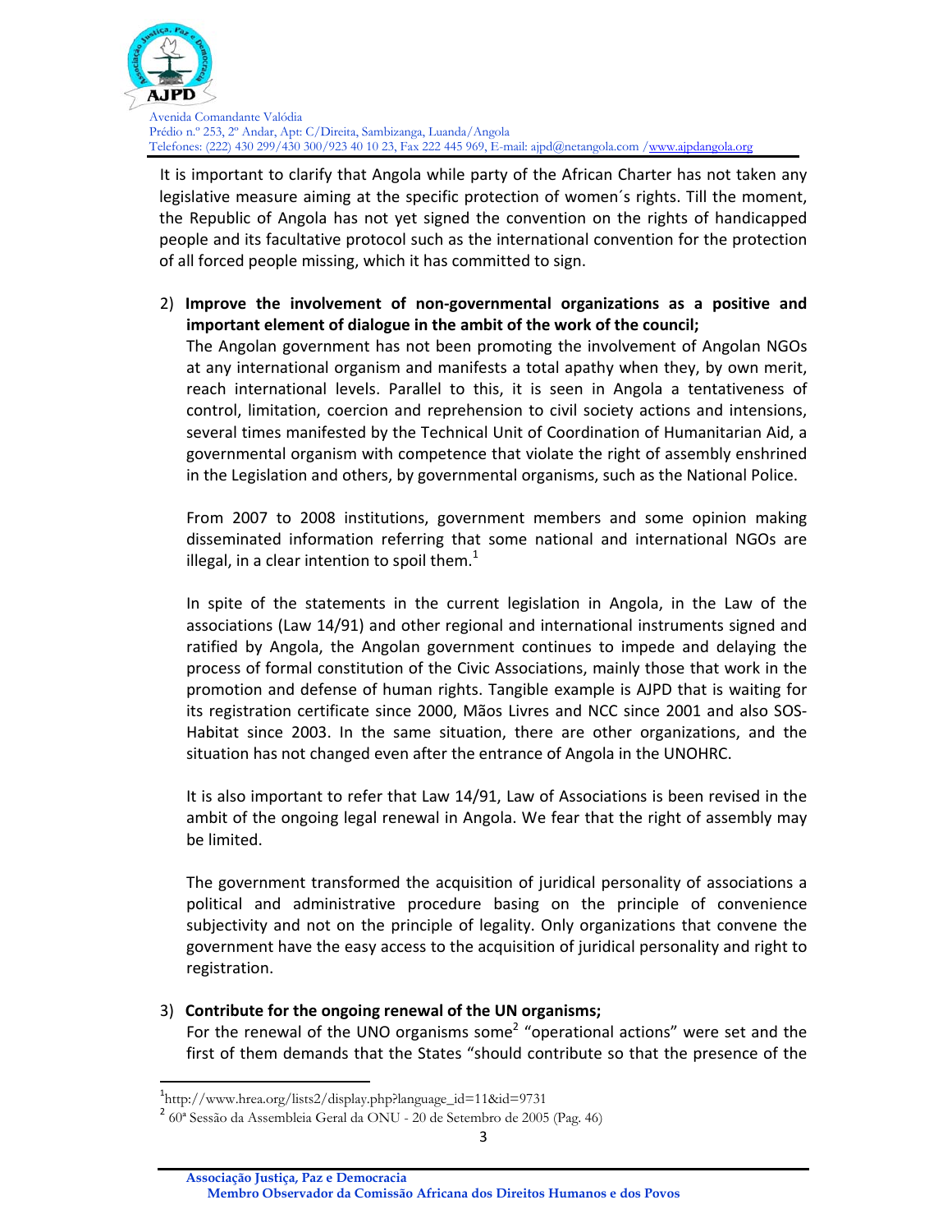It is important to clarify that Angola while party of the African Charter has not taken any legislative measure aiming at the specific protection of women´s rights. Till the moment, the Republic of Angola has not yet signed the convention on the rights of handicapped people and its facultative protocol such as the international convention for the protection of all forced people missing, which it has committed to sign.

2) **Improve the involvement of non-governmental organizations as a positive and important element of dialogue in the ambit of the work of the council;**

The Angolan government has not been promoting the involvement of Angolan NGOs at any international organism and manifests a total apathy when they, by own merit, reach international levels. Parallel to this, it is seen in Angola a tentativeness of control, limitation, coercion and reprehension to civil society actions and intensions, several times manifested by the Technical Unit of Coordination of Humanitarian Aid, a governmental organism with competence that violate the right of assembly enshrined in the Legislation and others, by governmental organisms, such as the National Police.

From 2007 to 2008 institutions, government members and some opinion making disseminated information referring that some national and international NGOs are illegal, in a clear intention to spoil them.[1]

In spite of the statements in the current legislation in Angola, in the Law of the associations (Law 14/91) and other regional and international instruments signed and ratified by Angola, the Angolan government continues to impede and delaying the process of formal constitution of the Civic Associations, mainly those that work in the promotion and defense of human rights. Tangible example is AJPD that is waiting for its registration certificate since 2000, Mãos Livres and NCC since 2001 and also SOS-Habitat since 2003. In the same situation, there are other organizations, and the situation has not changed even after the entrance of Angola in the UNOHRC.

It is also important to refer that Law 14/91, Law of Associations is been revised in the ambit of the ongoing legal renewal in Angola. We fear that the right of assembly may be limited.

The government transformed the acquisition of juridical personality of associations a political and administrative procedure basing on the principle of convenience subjectivity and not on the principle of legality. Only organizations that convene the government have the easy access to the acquisition of juridical personality and right to registration.

3) **Contribute for the ongoing renewal of the UN organisms;**

For the renewal of the UNO organisms some[2] "operational actions" were set and the first of them demands that the States "should contribute so that the presence of the

---

[1] http://www.hrea.org/lists2/display.php?language_id=11&id=9731

[2] 60ª Sessão da Assembleia Geral da ONU - 20 de Setembro de 2005 (Pag. 46)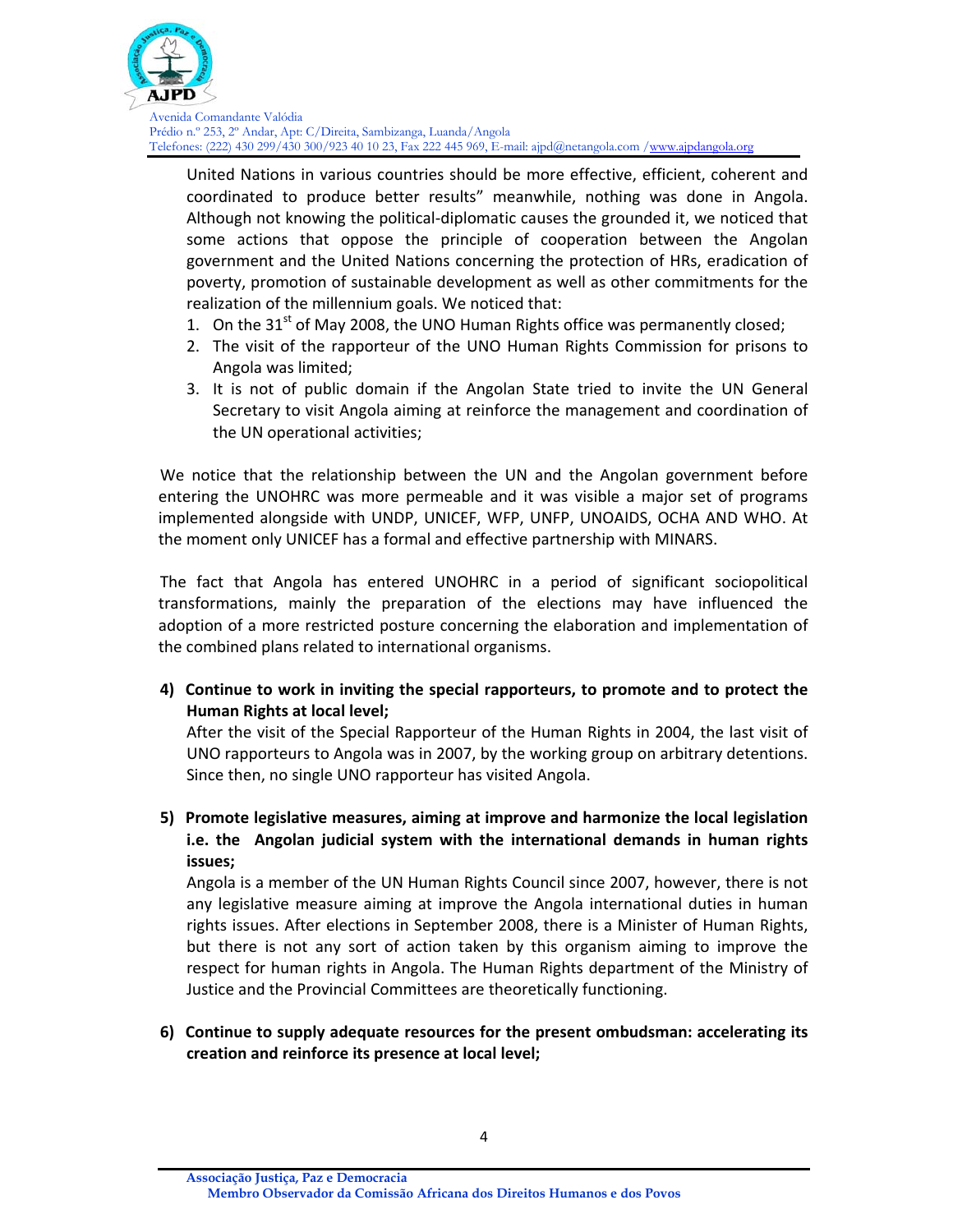United Nations in various countries should be more effective, efficient, coherent and coordinated to produce better results" meanwhile, nothing was done in Angola. Although not knowing the political-diplomatic causes the grounded it, we noticed that some actions that oppose the principle of cooperation between the Angolan government and the United Nations concerning the protection of HRs, eradication of poverty, promotion of sustainable development as well as other commitments for the realization of the millennium goals. We noticed that:

1. On the 31st of May 2008, the UNO Human Rights office was permanently closed;
2. The visit of the rapporteur of the UNO Human Rights Commission for prisons to Angola was limited;
3. It is not of public domain if the Angolan State tried to invite the UN General Secretary to visit Angola aiming at reinforce the management and coordination of the UN operational activities;

We notice that the relationship between the UN and the Angolan government before entering the UNOHRC was more permeable and it was visible a major set of programs implemented alongside with UNDP, UNICEF, WFP, UNFP, UNOAIDS, OCHA AND WHO. At the moment only UNICEF has a formal and effective partnership with MINARS.

The fact that Angola has entered UNOHRC in a period of significant sociopolitical transformations, mainly the preparation of the elections may have influenced the adoption of a more restricted posture concerning the elaboration and implementation of the combined plans related to international organisms.

**4) Continue to work in inviting the special rapporteurs, to promote and to protect the Human Rights at local level;**

After the visit of the Special Rapporteur of the Human Rights in 2004, the last visit of UNO rapporteurs to Angola was in 2007, by the working group on arbitrary detentions. Since then, no single UNO rapporteur has visited Angola.

**5) Promote legislative measures, aiming at improve and harmonize the local legislation i.e. the Angolan judicial system with the international demands in human rights issues;**

Angola is a member of the UN Human Rights Council since 2007, however, there is not any legislative measure aiming at improve the Angola international duties in human rights issues. After elections in September 2008, there is a Minister of Human Rights, but there is not any sort of action taken by this organism aiming to improve the respect for human rights in Angola. The Human Rights department of the Ministry of Justice and the Provincial Committees are theoretically functioning.

**6) Continue to supply adequate resources for the present ombudsman: accelerating its creation and reinforce its presence at local level;**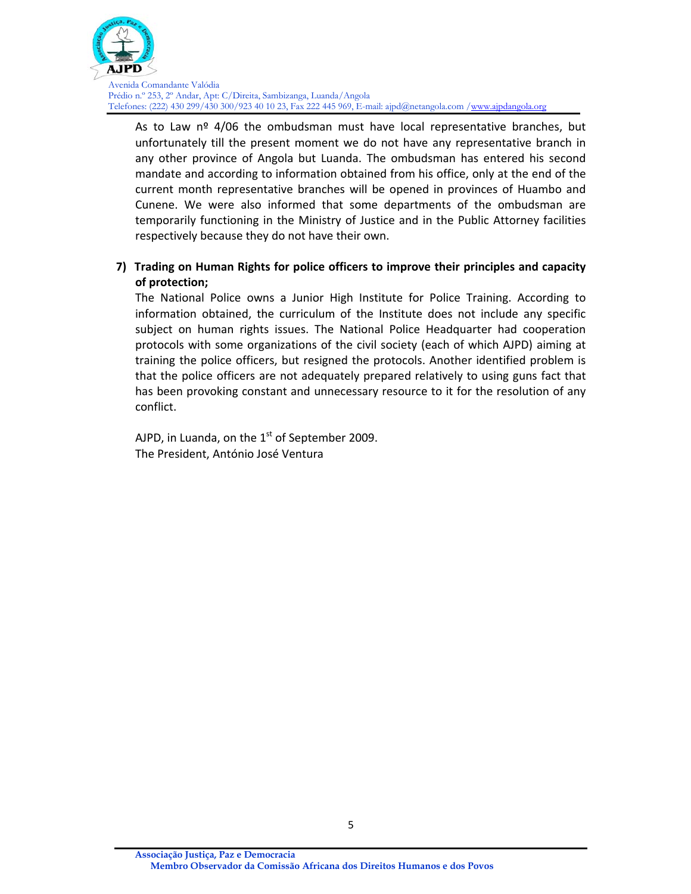As to Law nº 4/06 the ombudsman must have local representative branches, but unfortunately till the present moment we do not have any representative branch in any other province of Angola but Luanda. The ombudsman has entered his second mandate and according to information obtained from his office, only at the end of the current month representative branches will be opened in provinces of Huambo and Cunene. We were also informed that some departments of the ombudsman are temporarily functioning in the Ministry of Justice and in the Public Attorney facilities respectively because they do not have their own.

**7) Trading on Human Rights for police officers to improve their principles and capacity of protection;**

The National Police owns a Junior High Institute for Police Training. According to information obtained, the curriculum of the Institute does not include any specific subject on human rights issues. The National Police Headquarter had cooperation protocols with some organizations of the civil society (each of which AJPD) aiming at training the police officers, but resigned the protocols. Another identified problem is that the police officers are not adequately prepared relatively to using guns fact that has been provoking constant and unnecessary resource to it for the resolution of any conflict.

AJPD, in Luanda, on the 1st of September 2009.
The President, António José Ventura